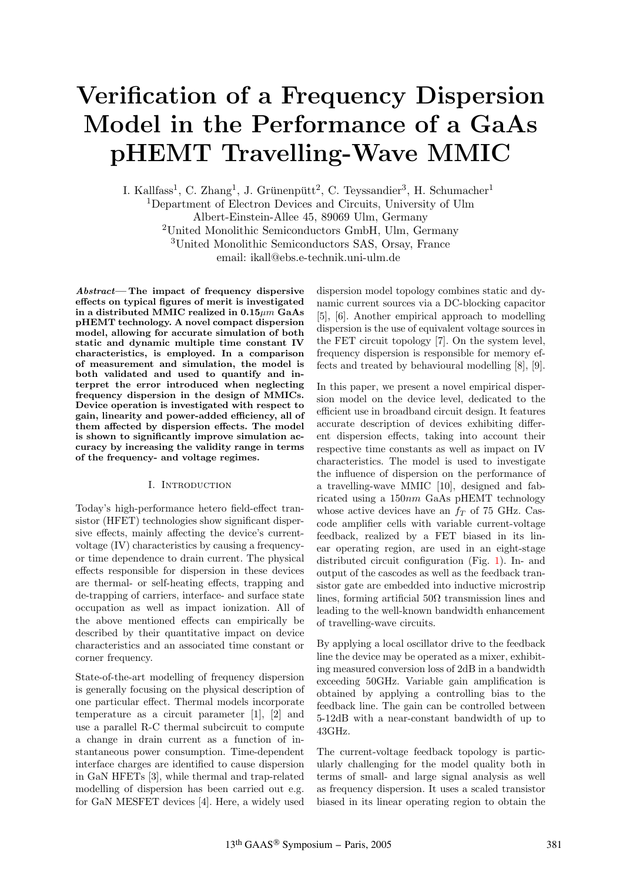# Verification of a Frequency Dispersion Model in the Performance of a GaAs pHEMT Travelling-Wave MMIC

I. Kallfass[1], C. Zhang[1], J. Grünenpütt[2], C. Teyssandier[3], H. Schumacher[1]

[1]Department of Electron Devices and Circuits, University of Ulm
Albert-Einstein-Allee 45, 89069 Ulm, Germany

[2]United Monolithic Semiconductors GmbH, Ulm, Germany

[3]United Monolithic Semiconductors SAS, Orsay, France

email: ikall@ebs.e-technik.uni-ulm.de

***Abstract*— The impact of frequency dispersive effects on typical figures of merit is investigated in a distributed MMIC realized in 0.15$\mu m$ GaAs pHEMT technology. A novel compact dispersion model, allowing for accurate simulation of both static and dynamic multiple time constant IV characteristics, is employed. In a comparison of measurement and simulation, the model is both validated and used to quantify and interpret the error introduced when neglecting frequency dispersion in the design of MMICs. Device operation is investigated with respect to gain, linearity and power-added efficiency, all of them affected by dispersion effects. The model is shown to significantly improve simulation accuracy by increasing the validity range in terms of the frequency- and voltage regimes.**

## I. Introduction

Today's high-performance hetero field-effect transistor (HFET) technologies show significant dispersive effects, mainly affecting the device's current-voltage (IV) characteristics by causing a frequency- or time dependence to drain current. The physical effects responsible for dispersion in these devices are thermal- or self-heating effects, trapping and de-trapping of carriers, interface- and surface state occupation as well as impact ionization. All of the above mentioned effects can empirically be described by their quantitative impact on device characteristics and an associated time constant or corner frequency.

State-of-the-art modelling of frequency dispersion is generally focusing on the physical description of one particular effect. Thermal models incorporate temperature as a circuit parameter [1], [2] and use a parallel R-C thermal subcircuit to compute a change in drain current as a function of instantaneous power consumption. Time-dependent interface charges are identified to cause dispersion in GaN HFETs [3], while thermal and trap-related modelling of dispersion has been carried out e.g. for GaN MESFET devices [4]. Here, a widely used dispersion model topology combines static and dynamic current sources via a DC-blocking capacitor [5], [6]. Another empirical approach to modelling dispersion is the use of equivalent voltage sources in the FET circuit topology [7]. On the system level, frequency dispersion is responsible for memory effects and treated by behavioural modelling [8], [9].

In this paper, we present a novel empirical dispersion model on the device level, dedicated to the efficient use in broadband circuit design. It features accurate description of devices exhibiting different dispersion effects, taking into account their respective time constants as well as impact on IV characteristics. The model is used to investigate the influence of dispersion on the performance of a travelling-wave MMIC [10], designed and fabricated using a 150$nm$ GaAs pHEMT technology whose active devices have an $f_T$ of 75 GHz. Cascode amplifier cells with variable current-voltage feedback, realized by a FET biased in its linear operating region, are used in an eight-stage distributed circuit configuration (Fig. 1). In- and output of the cascodes as well as the feedback transistor gate are embedded into inductive microstrip lines, forming artificial 50Ω transmission lines and leading to the well-known bandwidth enhancement of travelling-wave circuits.

By applying a local oscillator drive to the feedback line the device may be operated as a mixer, exhibiting measured conversion loss of 2dB in a bandwidth exceeding 50GHz. Variable gain amplification is obtained by applying a controlling bias to the feedback line. The gain can be controlled between 5-12dB with a near-constant bandwidth of up to 43GHz.

The current-voltage feedback topology is particularly challenging for the model quality both in terms of small- and large signal analysis as well as frequency dispersion. It uses a scaled transistor biased in its linear operating region to obtain the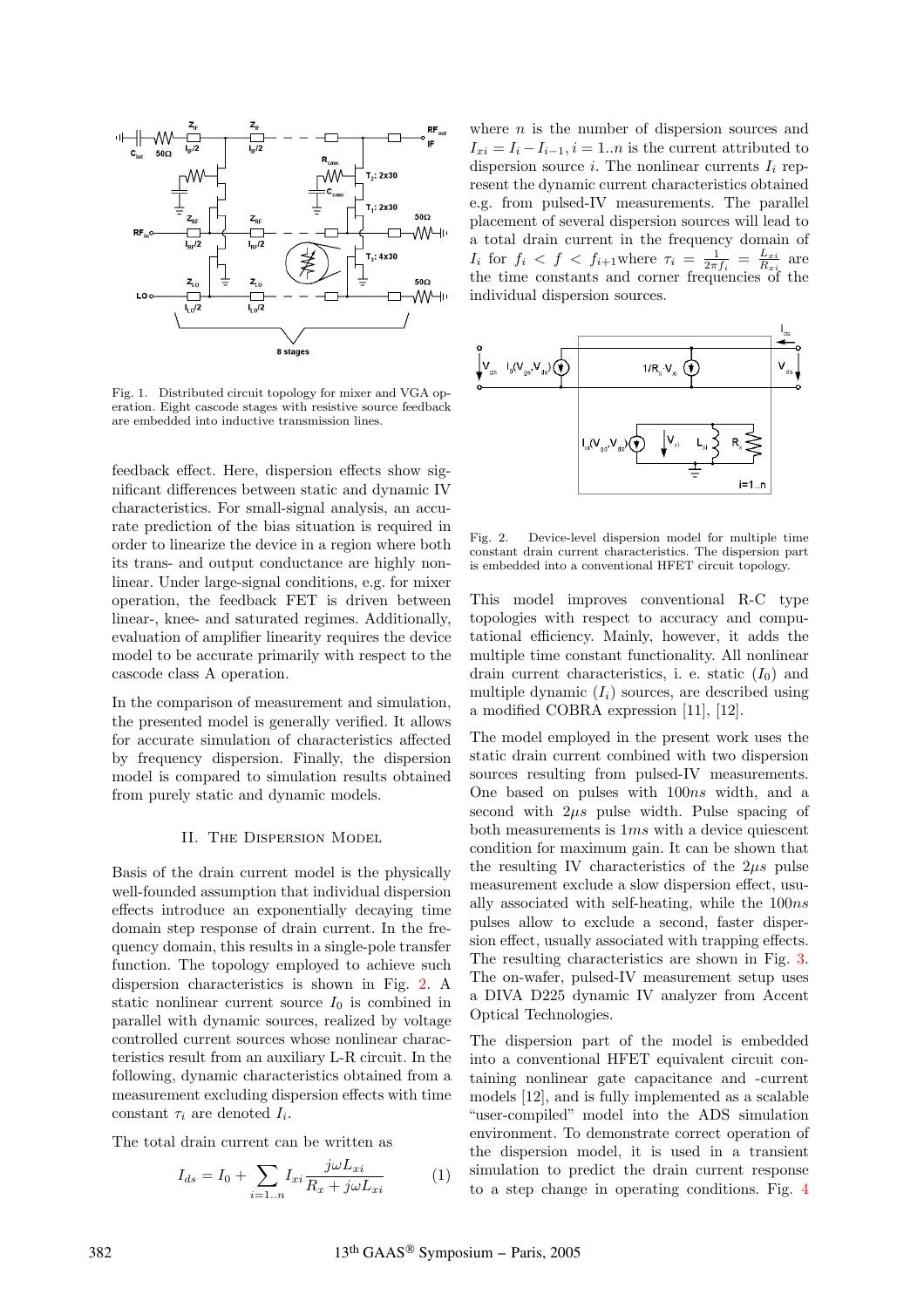Fig. 1. Distributed circuit topology for mixer and VGA operation. Eight cascode stages with resistive source feedback are embedded into inductive transmission lines.

feedback effect. Here, dispersion effects show significant differences between static and dynamic IV characteristics. For small-signal analysis, an accurate prediction of the bias situation is required in order to linearize the device in a region where both its trans- and output conductance are highly nonlinear. Under large-signal conditions, e.g. for mixer operation, the feedback FET is driven between linear-, knee- and saturated regimes. Additionally, evaluation of amplifier linearity requires the device model to be accurate primarily with respect to the cascode class A operation.

In the comparison of measurement and simulation, the presented model is generally verified. It allows for accurate simulation of characteristics affected by frequency dispersion. Finally, the dispersion model is compared to simulation results obtained from purely static and dynamic models.

## II. The Dispersion Model

Basis of the drain current model is the physically well-founded assumption that individual dispersion effects introduce an exponentially decaying time domain step response of drain current. In the frequency domain, this results in a single-pole transfer function. The topology employed to achieve such dispersion characteristics is shown in Fig. 2. A static nonlinear current source $I_0$ is combined in parallel with dynamic sources, realized by voltage controlled current sources whose nonlinear characteristics result from an auxiliary L-R circuit. In the following, dynamic characteristics obtained from a measurement excluding dispersion effects with time constant $\tau_i$ are denoted $I_i$.

The total drain current can be written as

$$I_{ds} = I_0 + \sum_{i=1..n} I_{xi} \frac{j\omega L_{xi}}{R_x + j\omega L_{xi}} \qquad (1)$$

where $n$ is the number of dispersion sources and $I_{xi} = I_i - I_{i-1}, i = 1..n$ is the current attributed to dispersion source $i$. The nonlinear currents $I_i$ represent the dynamic current characteristics obtained e.g. from pulsed-IV measurements. The parallel placement of several dispersion sources will lead to a total drain current in the frequency domain of $I_i$ for $f_i < f < f_{i+1}$ where $\tau_i = \frac{1}{2\pi f_i} = \frac{L_{xi}}{R_{xi}}$ are the time constants and corner frequencies of the individual dispersion sources.

Fig. 2. Device-level dispersion model for multiple time constant drain current characteristics. The dispersion part is embedded into a conventional HFET circuit topology.

This model improves conventional R-C type topologies with respect to accuracy and computational efficiency. Mainly, however, it adds the multiple time constant functionality. All nonlinear drain current characteristics, i. e. static ($I_0$) and multiple dynamic ($I_i$) sources, are described using a modified COBRA expression [11], [12].

The model employed in the present work uses the static drain current combined with two dispersion sources resulting from pulsed-IV measurements. One based on pulses with $100ns$ width, and a second with $2\mu s$ pulse width. Pulse spacing of both measurements is $1ms$ with a device quiescent condition for maximum gain. It can be shown that the resulting IV characteristics of the $2\mu s$ pulse measurement exclude a slow dispersion effect, usually associated with self-heating, while the $100ns$ pulses allow to exclude a second, faster dispersion effect, usually associated with trapping effects. The resulting characteristics are shown in Fig. 3. The on-wafer, pulsed-IV measurement setup uses a DIVA D225 dynamic IV analyzer from Accent Optical Technologies.

The dispersion part of the model is embedded into a conventional HFET equivalent circuit containing nonlinear gate capacitance and -current models [12], and is fully implemented as a scalable "user-compiled" model into the ADS simulation environment. To demonstrate correct operation of the dispersion model, it is used in a transient simulation to predict the drain current response to a step change in operating conditions. Fig. 4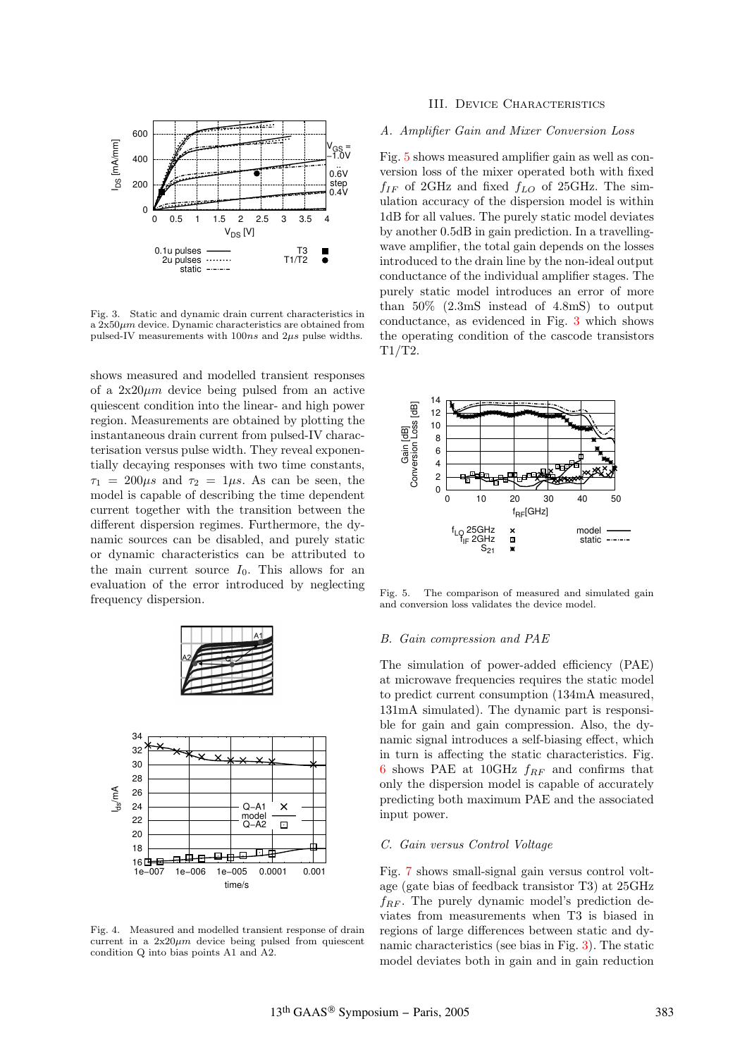Fig. 3. Static and dynamic drain current characteristics in a 2x50$\mu m$ device. Dynamic characteristics are obtained from pulsed-IV measurements with 100$ns$ and 2$\mu s$ pulse widths.

shows measured and modelled transient responses of a 2x20$\mu m$ device being pulsed from an active quiescent condition into the linear- and high power region. Measurements are obtained by plotting the instantaneous drain current from pulsed-IV characterisation versus pulse width. They reveal exponentially decaying responses with two time constants, $\tau_1 = 200\mu s$ and $\tau_2 = 1\mu s$. As can be seen, the model is capable of describing the time dependent current together with the transition between the different dispersion regimes. Furthermore, the dynamic sources can be disabled, and purely static or dynamic characteristics can be attributed to the main current source $I_0$. This allows for an evaluation of the error introduced by neglecting frequency dispersion.

Fig. 4. Measured and modelled transient response of drain current in a 2x20$\mu m$ device being pulsed from quiescent condition Q into bias points A1 and A2.

## III. Device Characteristics

### A. Amplifier Gain and Mixer Conversion Loss

Fig. 5 shows measured amplifier gain as well as conversion loss of the mixer operated both with fixed $f_{IF}$ of 2GHz and fixed $f_{LO}$ of 25GHz. The simulation accuracy of the dispersion model is within 1dB for all values. The purely static model deviates by another 0.5dB in gain prediction. In a travelling-wave amplifier, the total gain depends on the losses introduced to the drain line by the non-ideal output conductance of the individual amplifier stages. The purely static model introduces an error of more than 50% (2.3mS instead of 4.8mS) to output conductance, as evidenced in Fig. 3 which shows the operating condition of the cascode transistors T1/T2.

Fig. 5. The comparison of measured and simulated gain and conversion loss validates the device model.

### B. Gain compression and PAE

The simulation of power-added efficiency (PAE) at microwave frequencies requires the static model to predict current consumption (134mA measured, 131mA simulated). The dynamic part is responsible for gain and gain compression. Also, the dynamic signal introduces a self-biasing effect, which in turn is affecting the static characteristics. Fig. 6 shows PAE at 10GHz $f_{RF}$ and confirms that only the dispersion model is capable of accurately predicting both maximum PAE and the associated input power.

### C. Gain versus Control Voltage

Fig. 7 shows small-signal gain versus control voltage (gate bias of feedback transistor T3) at 25GHz $f_{RF}$. The purely dynamic model's prediction deviates from measurements when T3 is biased in regions of large differences between static and dynamic characteristics (see bias in Fig. 3). The static model deviates both in gain and in gain reduction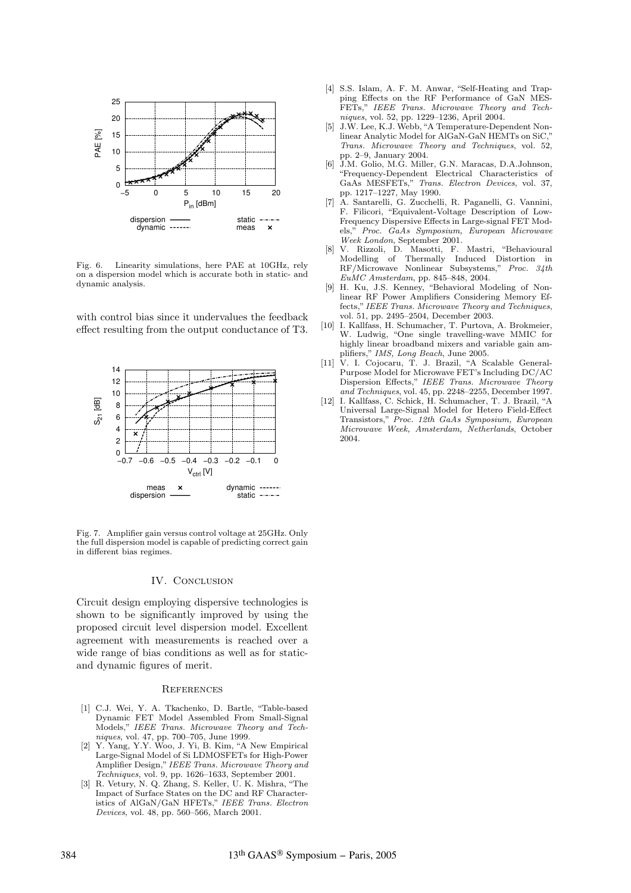25
20
15
10
5
0
PAE [%]
–5 0 5 10 15 20
$P_{in}$ [dBm]
dispersion
dynamic
static
meas

Fig. 6. Linearity simulations, here PAE at 10GHz, rely on a dispersion model which is accurate both in static- and dynamic analysis.

with control bias since it undervalues the feedback effect resulting from the output conductance of T3.

14
12
10
8
6
4
2
0
$S_{21}$ [dB]
–0.7 –0.6 –0.5 –0.4 –0.3 –0.2 –0.1 0
$V_{ctrl}$ [V]
meas
dispersion
dynamic
static

Fig. 7. Amplifier gain versus control voltage at 25GHz. Only the full dispersion model is capable of predicting correct gain in different bias regimes.

## IV. Conclusion

Circuit design employing dispersive technologies is shown to be significantly improved by using the proposed circuit level dispersion model. Excellent agreement with measurements is reached over a wide range of bias conditions as well as for static- and dynamic figures of merit.

## References

[1] C.J. Wei, Y. A. Tkachenko, D. Bartle, "Table-based Dynamic FET Model Assembled From Small-Signal Models," *IEEE Trans. Microwave Theory and Techniques*, vol. 47, pp. 700–705, June 1999.

[2] Y. Yang, Y.Y. Woo, J. Yi, B. Kim, "A New Empirical Large-Signal Model of Si LDMOSFETs for High-Power Amplifier Design," *IEEE Trans. Microwave Theory and Techniques*, vol. 9, pp. 1626–1633, September 2001.

[3] R. Vetury, N. Q. Zhang, S. Keller, U. K. Mishra, "The Impact of Surface States on the DC and RF Characteristics of AlGaN/GaN HFETs," *IEEE Trans. Electron Devices*, vol. 48, pp. 560–566, March 2001.

[4] S.S. Islam, A. F. M. Anwar, "Self-Heating and Trapping Effects on the RF Performance of GaN MESFETs," *IEEE Trans. Microwave Theory and Techniques*, vol. 52, pp. 1229–1236, April 2004.

[5] J.W. Lee, K.J. Webb, "A Temperature-Dependent Nonlinear Analytic Model for AlGaN-GaN HEMTs on SiC," *Trans. Microwave Theory and Techniques*, vol. 52, pp. 2–9, January 2004.

[6] J.M. Golio, M.G. Miller, G.N. Maracas, D.A.Johnson, "Frequency-Dependent Electrical Characteristics of GaAs MESFETs," *Trans. Electron Devices*, vol. 37, pp. 1217–1227, May 1990.

[7] A. Santarelli, G. Zucchelli, R. Paganelli, G. Vannini, F. Filicori, "Equivalent-Voltage Description of Low-Frequency Dispersive Effects in Large-signal FET Models," *Proc. GaAs Symposium, European Microwave Week London*, September 2001.

[8] V. Rizzoli, D. Masotti, F. Mastri, "Behavioural Modelling of Thermally Induced Distortion in RF/Microwave Nonlinear Subsystems," *Proc. 34th EuMC Amsterdam*, pp. 845–848, 2004.

[9] H. Ku, J.S. Kenney, "Behavioral Modeling of Nonlinear RF Power Amplifiers Considering Memory Effects," *IEEE Trans. Microwave Theory and Techniques*, vol. 51, pp. 2495–2504, December 2003.

[10] I. Kallfass, H. Schumacher, T. Purtova, A. Brokmeier, W. Ludwig, "One single travelling-wave MMIC for highly linear broadband mixers and variable gain amplifiers," *IMS, Long Beach*, June 2005.

[11] V. I. Cojocaru, T. J. Brazil, "A Scalable General-Purpose Model for Microwave FET's Including DC/AC Dispersion Effects," *IEEE Trans. Microwave Theory and Techniques*, vol. 45, pp. 2248–2255, December 1997.

[12] I. Kallfass, C. Schick, H. Schumacher, T. J. Brazil, "A Universal Large-Signal Model for Hetero Field-Effect Transistors," *Proc. 12th GaAs Symposium, European Microwave Week, Amsterdam, Netherlands*, October 2004.